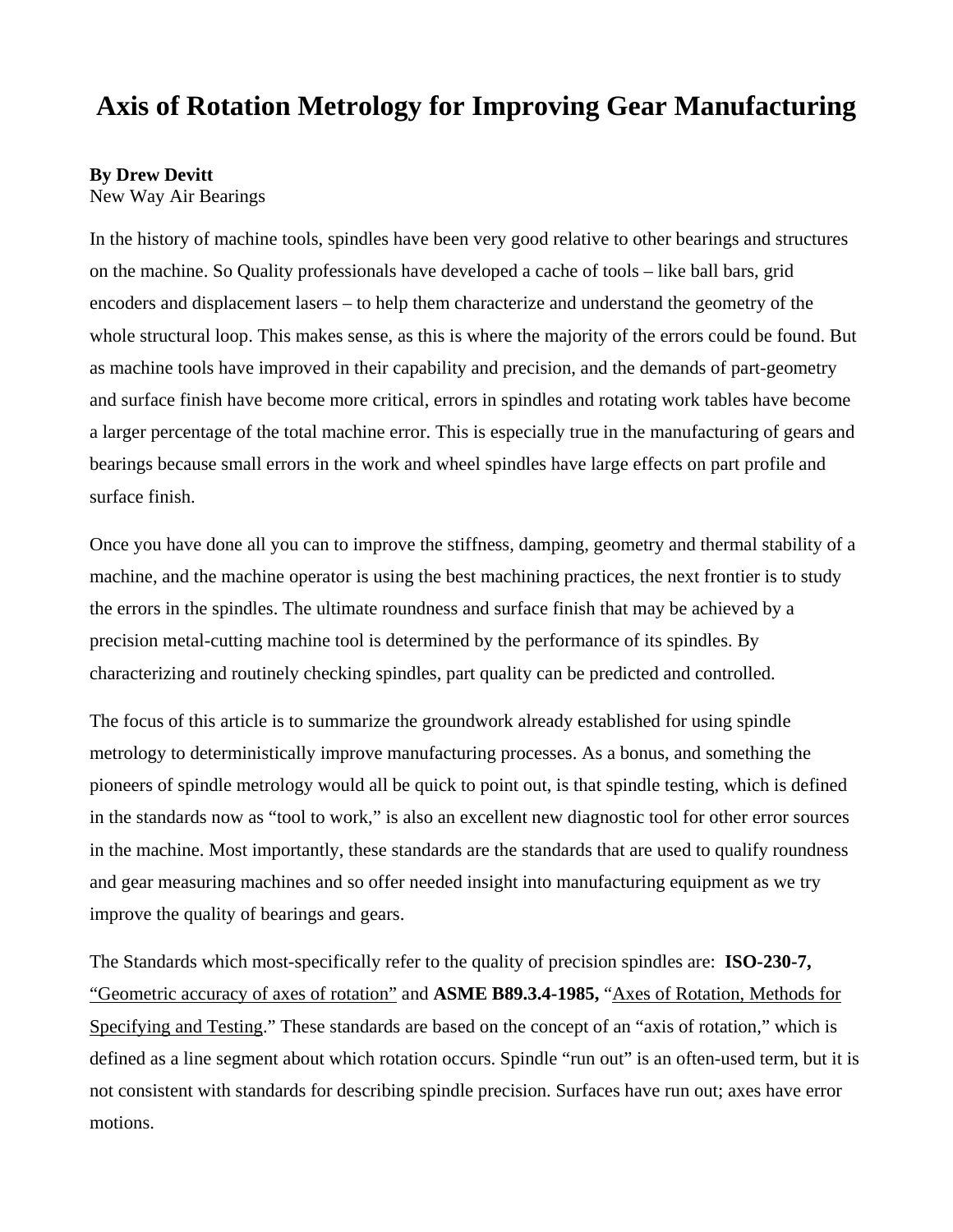# Axis of Rotation Metrology for Improving Gear Manufacturing

**By Drew Devitt**
New Way Air Bearings

In the history of machine tools, spindles have been very good relative to other bearings and structures on the machine. So Quality professionals have developed a cache of tools – like ball bars, grid encoders and displacement lasers – to help them characterize and understand the geometry of the whole structural loop. This makes sense, as this is where the majority of the errors could be found. But as machine tools have improved in their capability and precision, and the demands of part-geometry and surface finish have become more critical, errors in spindles and rotating work tables have become a larger percentage of the total machine error. This is especially true in the manufacturing of gears and bearings because small errors in the work and wheel spindles have large effects on part profile and surface finish.

Once you have done all you can to improve the stiffness, damping, geometry and thermal stability of a machine, and the machine operator is using the best machining practices, the next frontier is to study the errors in the spindles. The ultimate roundness and surface finish that may be achieved by a precision metal-cutting machine tool is determined by the performance of its spindles. By characterizing and routinely checking spindles, part quality can be predicted and controlled.

The focus of this article is to summarize the groundwork already established for using spindle metrology to deterministically improve manufacturing processes. As a bonus, and something the pioneers of spindle metrology would all be quick to point out, is that spindle testing, which is defined in the standards now as "tool to work," is also an excellent new diagnostic tool for other error sources in the machine. Most importantly, these standards are the standards that are used to qualify roundness and gear measuring machines and so offer needed insight into manufacturing equipment as we try improve the quality of bearings and gears.

The Standards which most-specifically refer to the quality of precision spindles are: **ISO-230-7,** "Geometric accuracy of axes of rotation" and **ASME B89.3.4-1985,** "Axes of Rotation, Methods for Specifying and Testing." These standards are based on the concept of an "axis of rotation," which is defined as a line segment about which rotation occurs. Spindle "run out" is an often-used term, but it is not consistent with standards for describing spindle precision. Surfaces have run out; axes have error motions.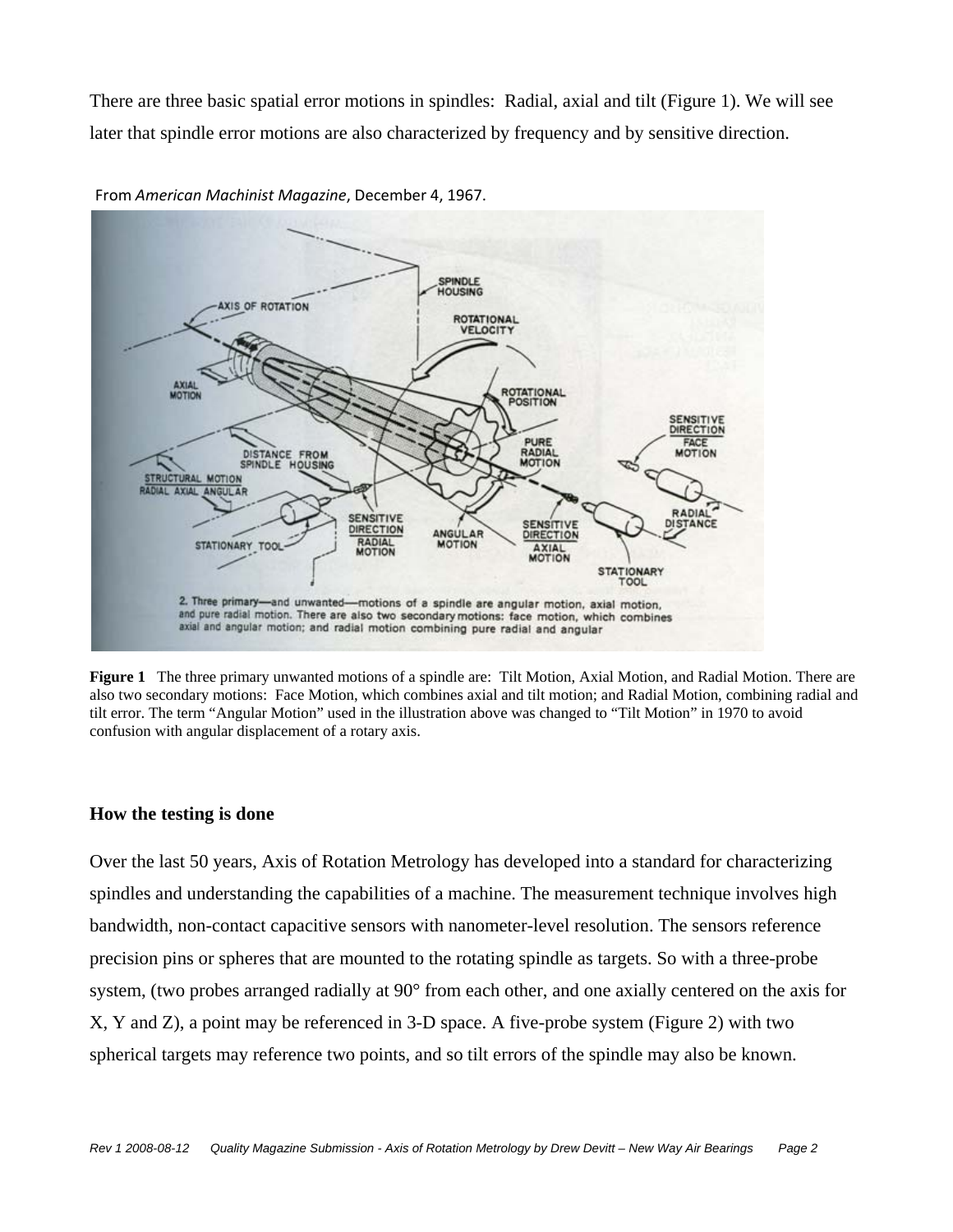There are three basic spatial error motions in spindles: Radial, axial and tilt (Figure 1). We will see later that spindle error motions are also characterized by frequency and by sensitive direction.

From *American Machinist Magazine*, December 4, 1967.

**Figure 1** The three primary unwanted motions of a spindle are: Tilt Motion, Axial Motion, and Radial Motion. There are also two secondary motions: Face Motion, which combines axial and tilt motion; and Radial Motion, combining radial and tilt error. The term "Angular Motion" used in the illustration above was changed to "Tilt Motion" in 1970 to avoid confusion with angular displacement of a rotary axis.

### How the testing is done

Over the last 50 years, Axis of Rotation Metrology has developed into a standard for characterizing spindles and understanding the capabilities of a machine. The measurement technique involves high bandwidth, non-contact capacitive sensors with nanometer-level resolution. The sensors reference precision pins or spheres that are mounted to the rotating spindle as targets. So with a three-probe system, (two probes arranged radially at 90° from each other, and one axially centered on the axis for X, Y and Z), a point may be referenced in 3-D space. A five-probe system (Figure 2) with two spherical targets may reference two points, and so tilt errors of the spindle may also be known.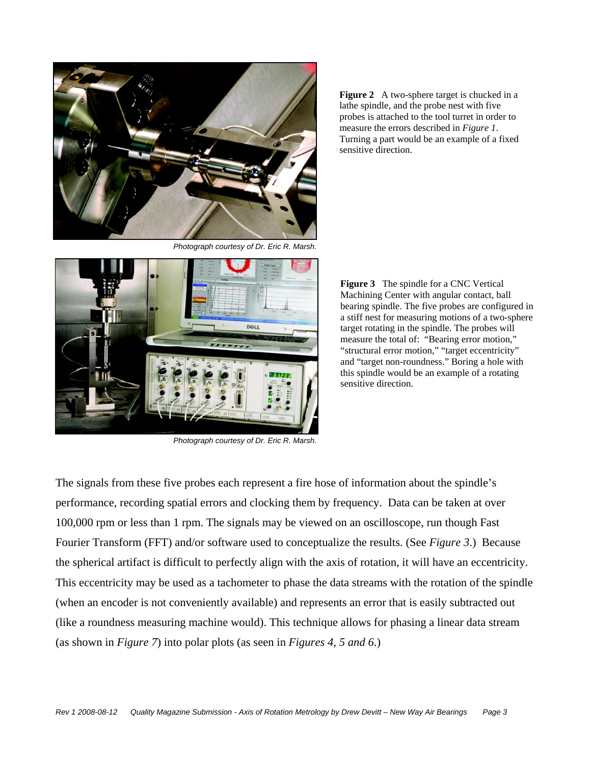Photograph courtesy of Dr. Eric R. Marsh.

**Figure 2** A two-sphere target is chucked in a lathe spindle, and the probe nest with five probes is attached to the tool turret in order to measure the errors described in *Figure 1*. Turning a part would be an example of a fixed sensitive direction.

Photograph courtesy of Dr. Eric R. Marsh.

**Figure 3** The spindle for a CNC Vertical Machining Center with angular contact, ball bearing spindle. The five probes are configured in a stiff nest for measuring motions of a two-sphere target rotating in the spindle. The probes will measure the total of: "Bearing error motion," "structural error motion," "target eccentricity" and "target non-roundness." Boring a hole with this spindle would be an example of a rotating sensitive direction.

The signals from these five probes each represent a fire hose of information about the spindle's performance, recording spatial errors and clocking them by frequency. Data can be taken at over 100,000 rpm or less than 1 rpm. The signals may be viewed on an oscilloscope, run though Fast Fourier Transform (FFT) and/or software used to conceptualize the results. (See *Figure 3*.) Because the spherical artifact is difficult to perfectly align with the axis of rotation, it will have an eccentricity. This eccentricity may be used as a tachometer to phase the data streams with the rotation of the spindle (when an encoder is not conveniently available) and represents an error that is easily subtracted out (like a roundness measuring machine would). This technique allows for phasing a linear data stream (as shown in *Figure 7*) into polar plots (as seen in *Figures 4, 5 and 6*.)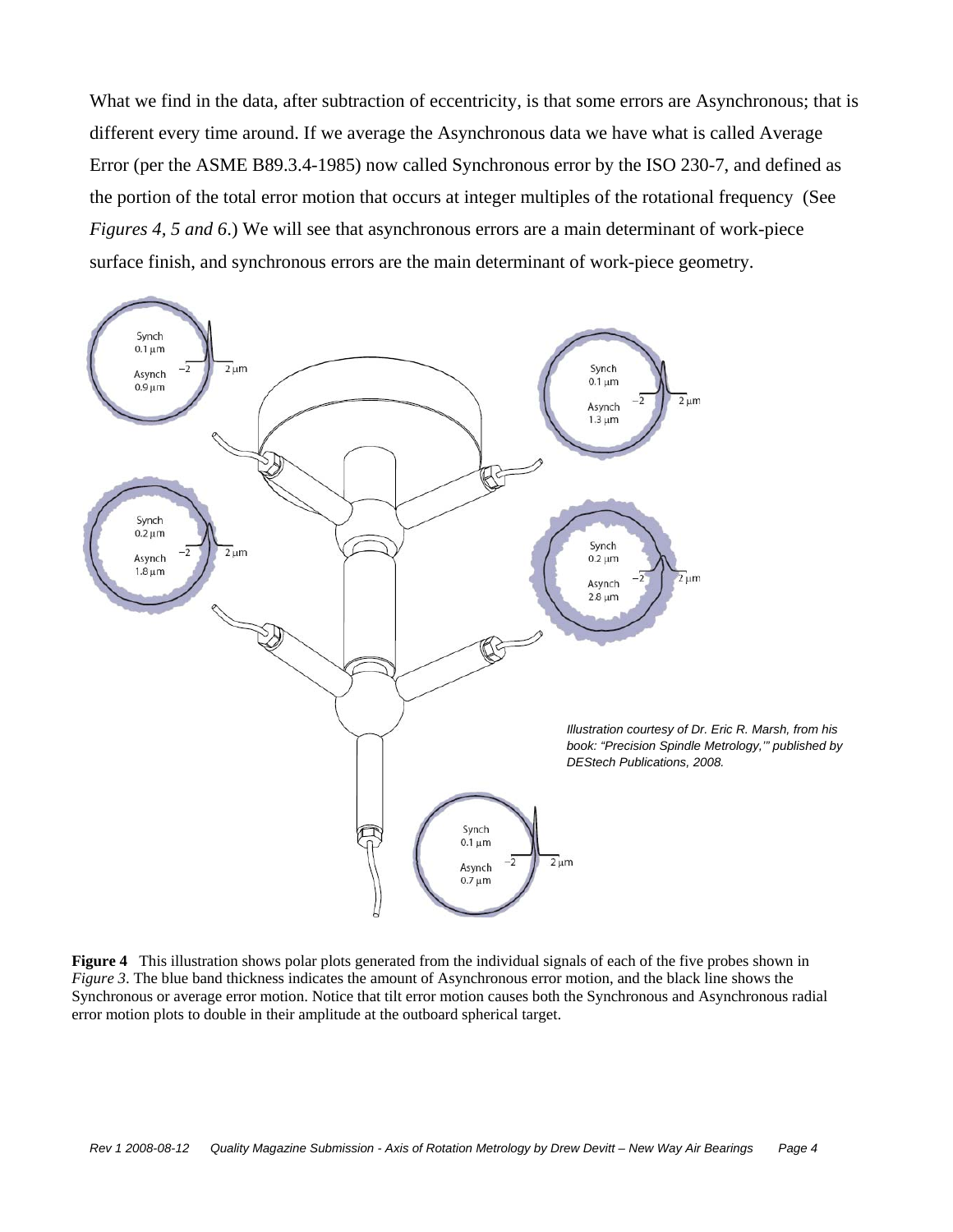What we find in the data, after subtraction of eccentricity, is that some errors are Asynchronous; that is different every time around. If we average the Asynchronous data we have what is called Average Error (per the ASME B89.3.4-1985) now called Synchronous error by the ISO 230-7, and defined as the portion of the total error motion that occurs at integer multiples of the rotational frequency (See *Figures 4, 5 and 6*.) We will see that asynchronous errors are a main determinant of work-piece surface finish, and synchronous errors are the main determinant of work-piece geometry.

*Illustration courtesy of Dr. Eric R. Marsh, from his book: "Precision Spindle Metrology,'" published by DEStech Publications, 2008.*

**Figure 4** This illustration shows polar plots generated from the individual signals of each of the five probes shown in *Figure 3*. The blue band thickness indicates the amount of Asynchronous error motion, and the black line shows the Synchronous or average error motion. Notice that tilt error motion causes both the Synchronous and Asynchronous radial error motion plots to double in their amplitude at the outboard spherical target.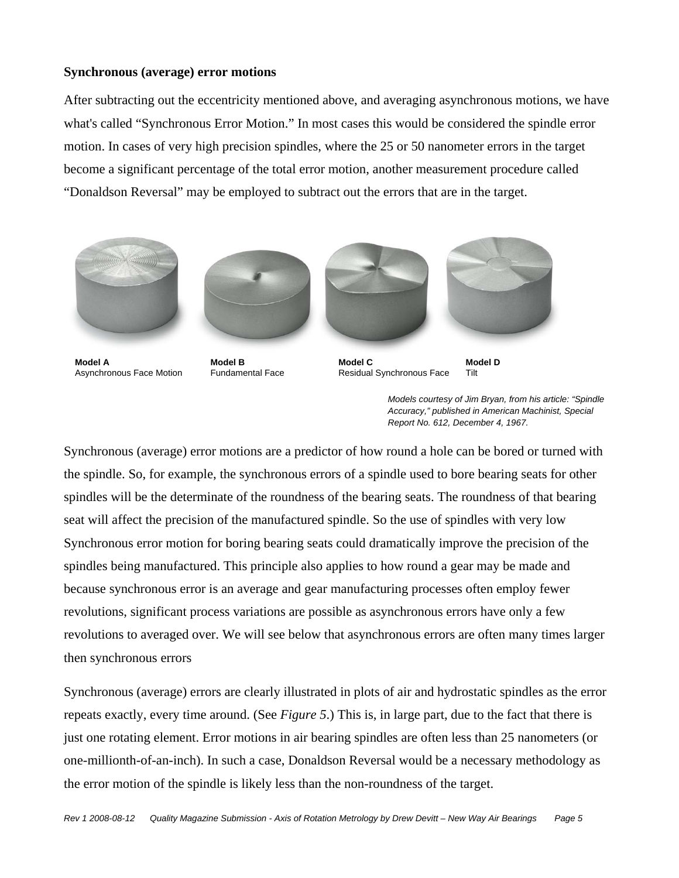**Synchronous (average) error motions**

After subtracting out the eccentricity mentioned above, and averaging asynchronous motions, we have what's called "Synchronous Error Motion." In most cases this would be considered the spindle error motion. In cases of very high precision spindles, where the 25 or 50 nanometer errors in the target become a significant percentage of the total error motion, another measurement procedure called "Donaldson Reversal" may be employed to subtract out the errors that are in the target.

**Model A**
Asynchronous Face Motion

**Model B**
Fundamental Face

**Model C**
Residual Synchronous Face

**Model D**
Tilt

*Models courtesy of Jim Bryan, from his article: "Spindle Accuracy," published in American Machinist, Special Report No. 612, December 4, 1967.*

Synchronous (average) error motions are a predictor of how round a hole can be bored or turned with the spindle. So, for example, the synchronous errors of a spindle used to bore bearing seats for other spindles will be the determinate of the roundness of the bearing seats. The roundness of that bearing seat will affect the precision of the manufactured spindle. So the use of spindles with very low Synchronous error motion for boring bearing seats could dramatically improve the precision of the spindles being manufactured. This principle also applies to how round a gear may be made and because synchronous error is an average and gear manufacturing processes often employ fewer revolutions, significant process variations are possible as asynchronous errors have only a few revolutions to averaged over. We will see below that asynchronous errors are often many times larger then synchronous errors

Synchronous (average) errors are clearly illustrated in plots of air and hydrostatic spindles as the error repeats exactly, every time around. (See *Figure 5*.) This is, in large part, due to the fact that there is just one rotating element. Error motions in air bearing spindles are often less than 25 nanometers (or one-millionth-of-an-inch). In such a case, Donaldson Reversal would be a necessary methodology as the error motion of the spindle is likely less than the non-roundness of the target.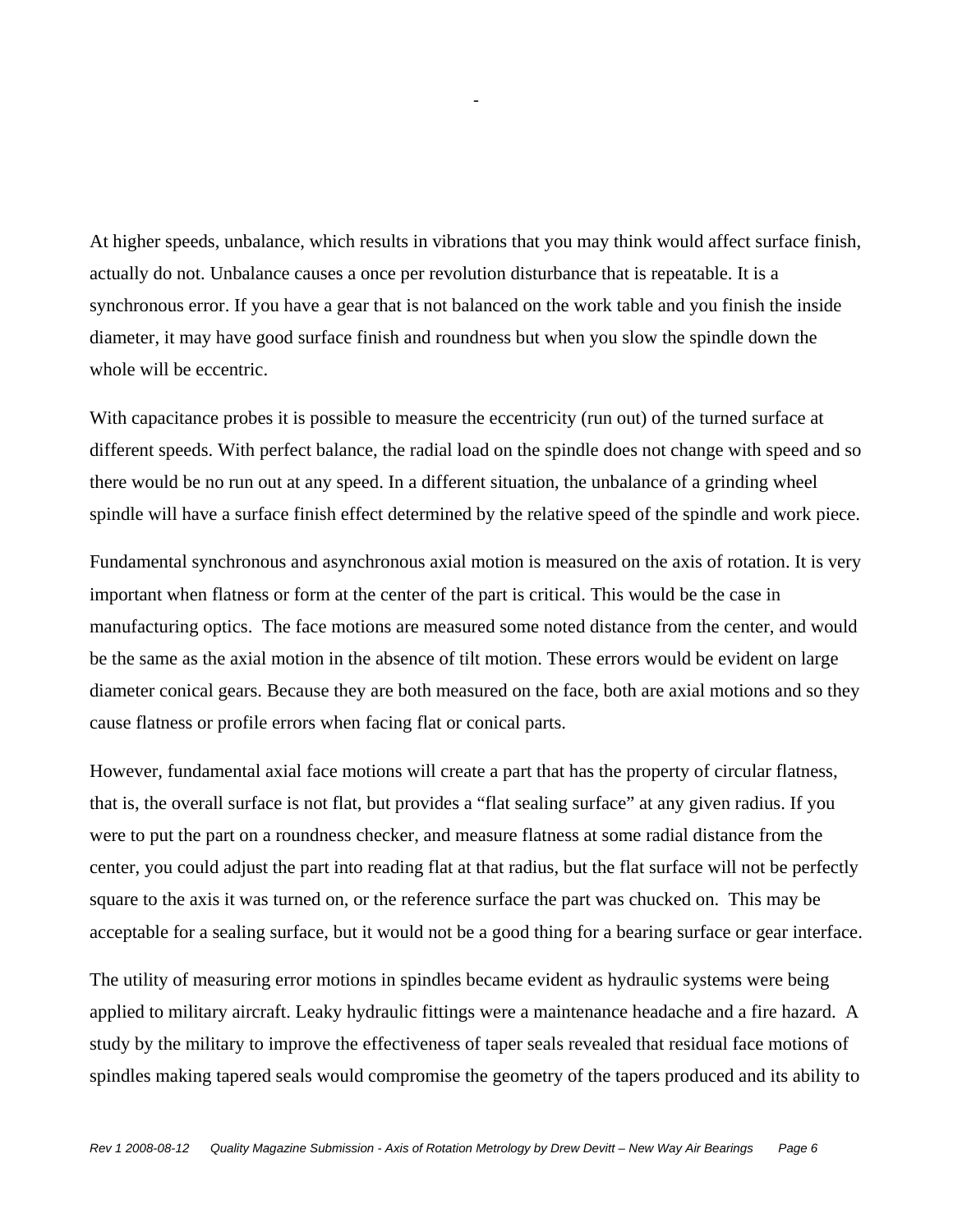At higher speeds, unbalance, which results in vibrations that you may think would affect surface finish, actually do not. Unbalance causes a once per revolution disturbance that is repeatable. It is a synchronous error. If you have a gear that is not balanced on the work table and you finish the inside diameter, it may have good surface finish and roundness but when you slow the spindle down the whole will be eccentric.

With capacitance probes it is possible to measure the eccentricity (run out) of the turned surface at different speeds. With perfect balance, the radial load on the spindle does not change with speed and so there would be no run out at any speed. In a different situation, the unbalance of a grinding wheel spindle will have a surface finish effect determined by the relative speed of the spindle and work piece.

Fundamental synchronous and asynchronous axial motion is measured on the axis of rotation. It is very important when flatness or form at the center of the part is critical. This would be the case in manufacturing optics. The face motions are measured some noted distance from the center, and would be the same as the axial motion in the absence of tilt motion. These errors would be evident on large diameter conical gears. Because they are both measured on the face, both are axial motions and so they cause flatness or profile errors when facing flat or conical parts.

However, fundamental axial face motions will create a part that has the property of circular flatness, that is, the overall surface is not flat, but provides a "flat sealing surface" at any given radius. If you were to put the part on a roundness checker, and measure flatness at some radial distance from the center, you could adjust the part into reading flat at that radius, but the flat surface will not be perfectly square to the axis it was turned on, or the reference surface the part was chucked on. This may be acceptable for a sealing surface, but it would not be a good thing for a bearing surface or gear interface.

The utility of measuring error motions in spindles became evident as hydraulic systems were being applied to military aircraft. Leaky hydraulic fittings were a maintenance headache and a fire hazard. A study by the military to improve the effectiveness of taper seals revealed that residual face motions of spindles making tapered seals would compromise the geometry of the tapers produced and its ability to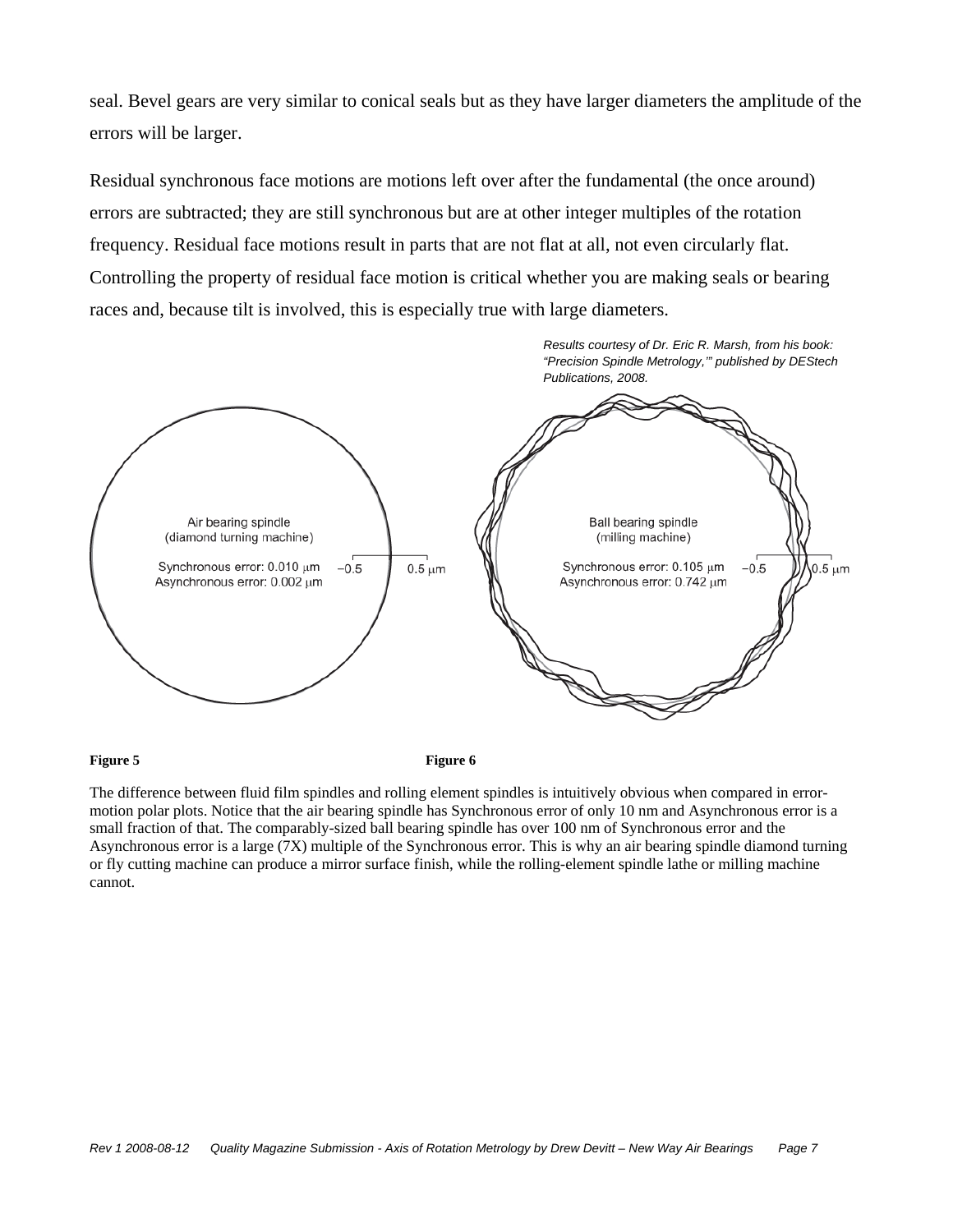seal. Bevel gears are very similar to conical seals but as they have larger diameters the amplitude of the errors will be larger.

Residual synchronous face motions are motions left over after the fundamental (the once around) errors are subtracted; they are still synchronous but are at other integer multiples of the rotation frequency. Residual face motions result in parts that are not flat at all, not even circularly flat. Controlling the property of residual face motion is critical whether you are making seals or bearing races and, because tilt is involved, this is especially true with large diameters.

*Results courtesy of Dr. Eric R. Marsh, from his book: "Precision Spindle Metrology,'" published by DEStech Publications, 2008.*

Air bearing spindle
(diamond turning machine)

Synchronous error: 0.010 μm
Asynchronous error: 0.002 μm

−0.5 0.5 μm

Ball bearing spindle
(milling machine)

Synchronous error: 0.105 μm
Asynchronous error: 0.742 μm

−0.5 0.5 μm

**Figure 5** **Figure 6**

The difference between fluid film spindles and rolling element spindles is intuitively obvious when compared in error-motion polar plots. Notice that the air bearing spindle has Synchronous error of only 10 nm and Asynchronous error is a small fraction of that. The comparably-sized ball bearing spindle has over 100 nm of Synchronous error and the Asynchronous error is a large (7X) multiple of the Synchronous error. This is why an air bearing spindle diamond turning or fly cutting machine can produce a mirror surface finish, while the rolling-element spindle lathe or milling machine cannot.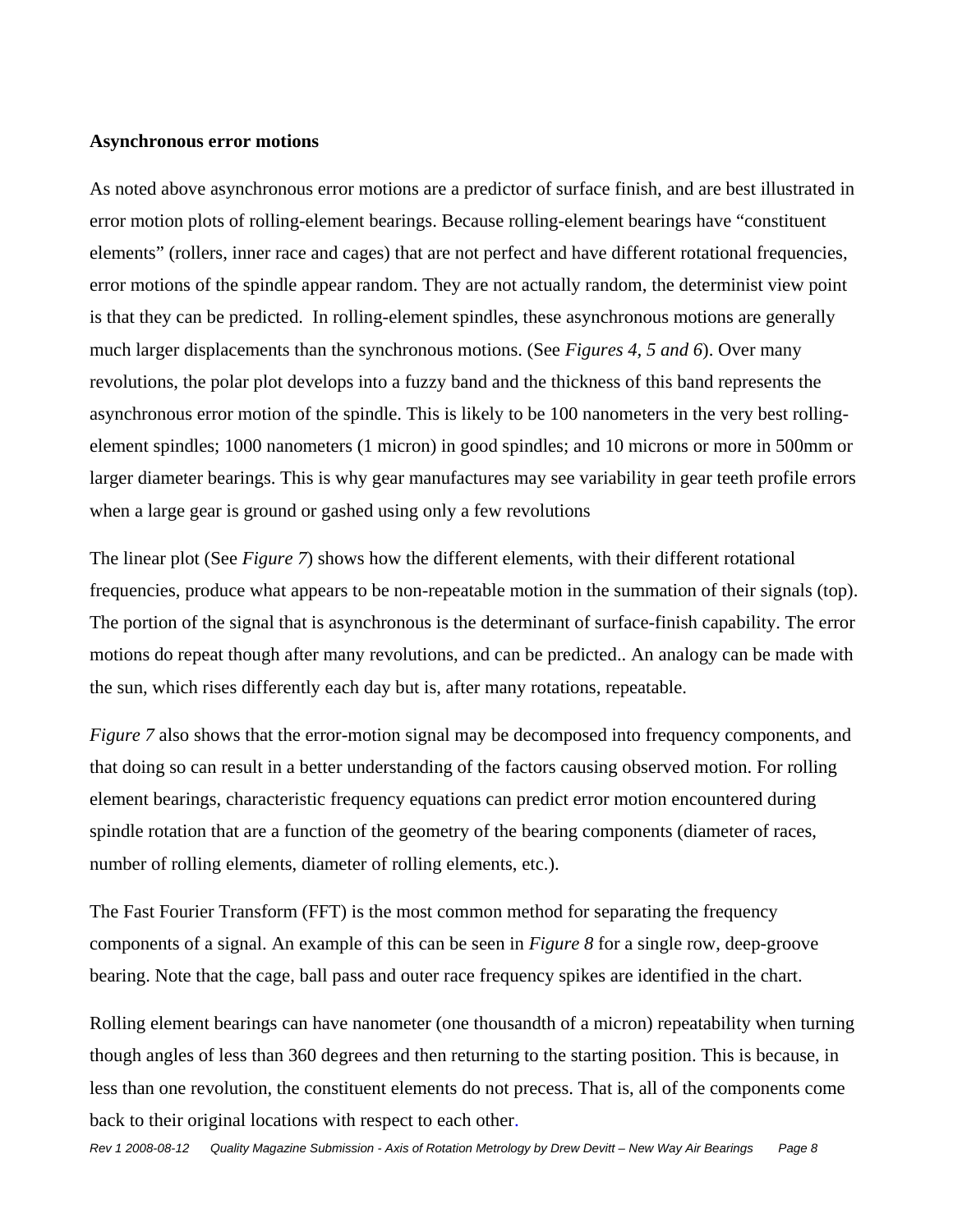**Asynchronous error motions**

As noted above asynchronous error motions are a predictor of surface finish, and are best illustrated in error motion plots of rolling-element bearings. Because rolling-element bearings have "constituent elements" (rollers, inner race and cages) that are not perfect and have different rotational frequencies, error motions of the spindle appear random. They are not actually random, the determinist view point is that they can be predicted. In rolling-element spindles, these asynchronous motions are generally much larger displacements than the synchronous motions. (See *Figures 4, 5 and 6*). Over many revolutions, the polar plot develops into a fuzzy band and the thickness of this band represents the asynchronous error motion of the spindle. This is likely to be 100 nanometers in the very best rolling-element spindles; 1000 nanometers (1 micron) in good spindles; and 10 microns or more in 500mm or larger diameter bearings. This is why gear manufactures may see variability in gear teeth profile errors when a large gear is ground or gashed using only a few revolutions

The linear plot (See *Figure 7*) shows how the different elements, with their different rotational frequencies, produce what appears to be non-repeatable motion in the summation of their signals (top). The portion of the signal that is asynchronous is the determinant of surface-finish capability. The error motions do repeat though after many revolutions, and can be predicted.. An analogy can be made with the sun, which rises differently each day but is, after many rotations, repeatable.

*Figure 7* also shows that the error-motion signal may be decomposed into frequency components, and that doing so can result in a better understanding of the factors causing observed motion. For rolling element bearings, characteristic frequency equations can predict error motion encountered during spindle rotation that are a function of the geometry of the bearing components (diameter of races, number of rolling elements, diameter of rolling elements, etc.).

The Fast Fourier Transform (FFT) is the most common method for separating the frequency components of a signal. An example of this can be seen in *Figure 8* for a single row, deep-groove bearing. Note that the cage, ball pass and outer race frequency spikes are identified in the chart.

Rolling element bearings can have nanometer (one thousandth of a micron) repeatability when turning though angles of less than 360 degrees and then returning to the starting position. This is because, in less than one revolution, the constituent elements do not precess. That is, all of the components come back to their original locations with respect to each other.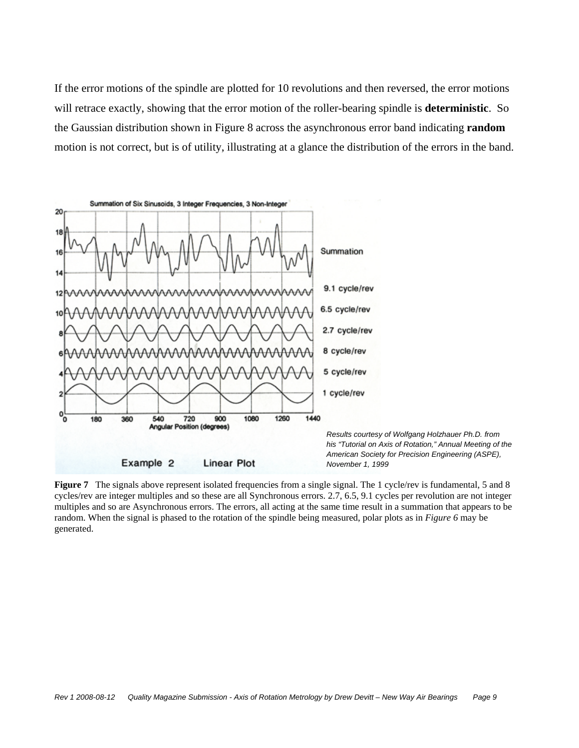If the error motions of the spindle are plotted for 10 revolutions and then reversed, the error motions will retrace exactly, showing that the error motion of the roller-bearing spindle is **deterministic**. So the Gaussian distribution shown in Figure 8 across the asynchronous error band indicating **random** motion is not correct, but is of utility, illustrating at a glance the distribution of the errors in the band.

*Results courtesy of Wolfgang Holzhauer Ph.D. from his "Tutorial on Axis of Rotation," Annual Meeting of the American Society for Precision Engineering (ASPE), November 1, 1999*

**Figure 7** The signals above represent isolated frequencies from a single signal. The 1 cycle/rev is fundamental, 5 and 8 cycles/rev are integer multiples and so these are all Synchronous errors. 2.7, 6.5, 9.1 cycles per revolution are not integer multiples and so are Asynchronous errors. The errors, all acting at the same time result in a summation that appears to be random. When the signal is phased to the rotation of the spindle being measured, polar plots as in *Figure 6* may be generated.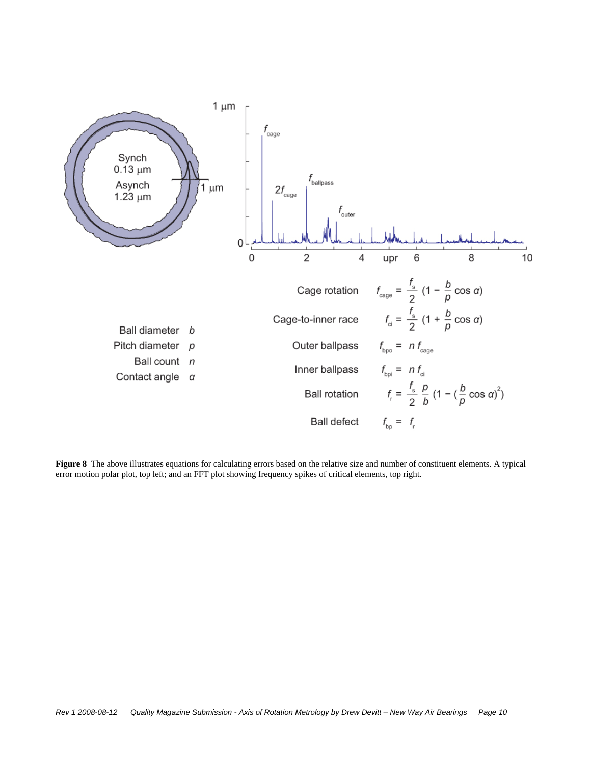Ball diameter $b$

Pitch diameter $p$

Ball count $n$

Contact angle $\alpha$

Cage rotation $f_{cage} = \frac{f_s}{2}\left(1 - \frac{b}{p}\cos\alpha\right)$

Cage-to-inner race $f_{ci} = \frac{f_s}{2}\left(1 + \frac{b}{p}\cos\alpha\right)$

Outer ballpass $f_{bpo} = n\,f_{cage}$

Inner ballpass $f_{bpi} = n\,f_{ci}$

Ball rotation $f_r = \frac{f_s}{2}\frac{p}{b}\left(1 - \left(\frac{b}{p}\cos\alpha\right)^2\right)$

Ball defect $f_{bp} = f_r$

**Figure 8** The above illustrates equations for calculating errors based on the relative size and number of constituent elements. A typical error motion polar plot, top left; and an FFT plot showing frequency spikes of critical elements, top right.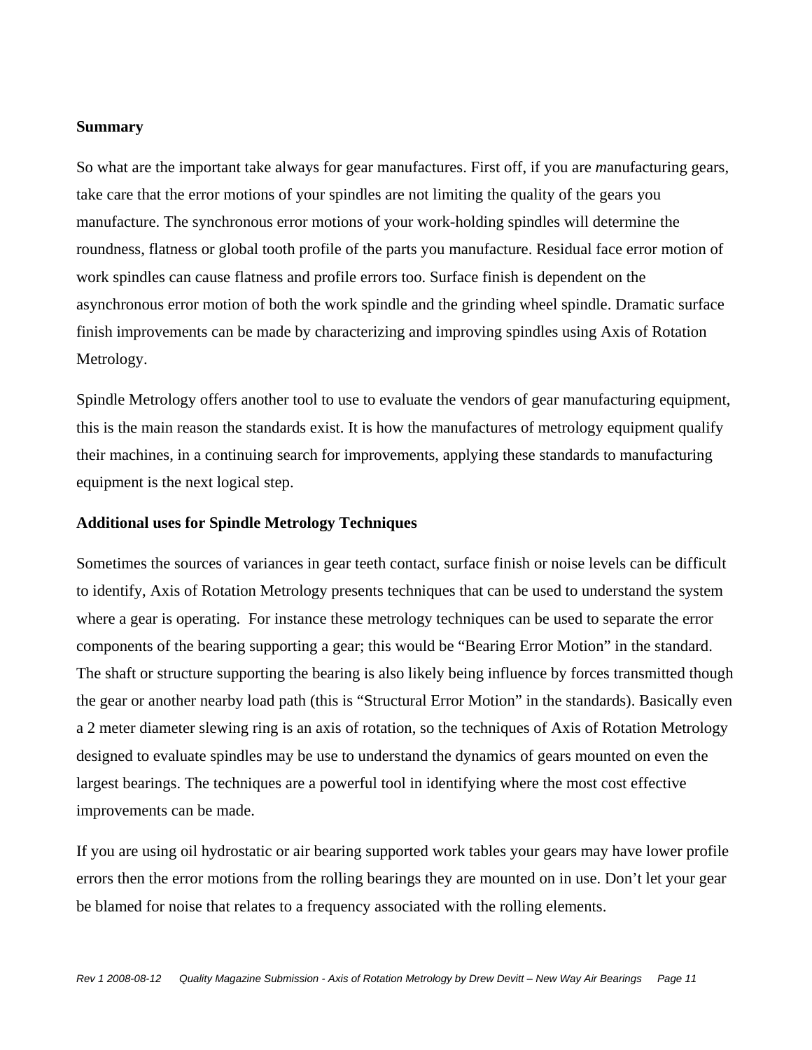**Summary**

So what are the important take always for gear manufactures. First off, if you are *m*anufacturing gears, take care that the error motions of your spindles are not limiting the quality of the gears you manufacture. The synchronous error motions of your work-holding spindles will determine the roundness, flatness or global tooth profile of the parts you manufacture. Residual face error motion of work spindles can cause flatness and profile errors too. Surface finish is dependent on the asynchronous error motion of both the work spindle and the grinding wheel spindle. Dramatic surface finish improvements can be made by characterizing and improving spindles using Axis of Rotation Metrology.

Spindle Metrology offers another tool to use to evaluate the vendors of gear manufacturing equipment, this is the main reason the standards exist. It is how the manufactures of metrology equipment qualify their machines, in a continuing search for improvements, applying these standards to manufacturing equipment is the next logical step.

**Additional uses for Spindle Metrology Techniques**

Sometimes the sources of variances in gear teeth contact, surface finish or noise levels can be difficult to identify, Axis of Rotation Metrology presents techniques that can be used to understand the system where a gear is operating. For instance these metrology techniques can be used to separate the error components of the bearing supporting a gear; this would be "Bearing Error Motion" in the standard. The shaft or structure supporting the bearing is also likely being influence by forces transmitted though the gear or another nearby load path (this is "Structural Error Motion" in the standards). Basically even a 2 meter diameter slewing ring is an axis of rotation, so the techniques of Axis of Rotation Metrology designed to evaluate spindles may be use to understand the dynamics of gears mounted on even the largest bearings. The techniques are a powerful tool in identifying where the most cost effective improvements can be made.

If you are using oil hydrostatic or air bearing supported work tables your gears may have lower profile errors then the error motions from the rolling bearings they are mounted on in use. Don't let your gear be blamed for noise that relates to a frequency associated with the rolling elements.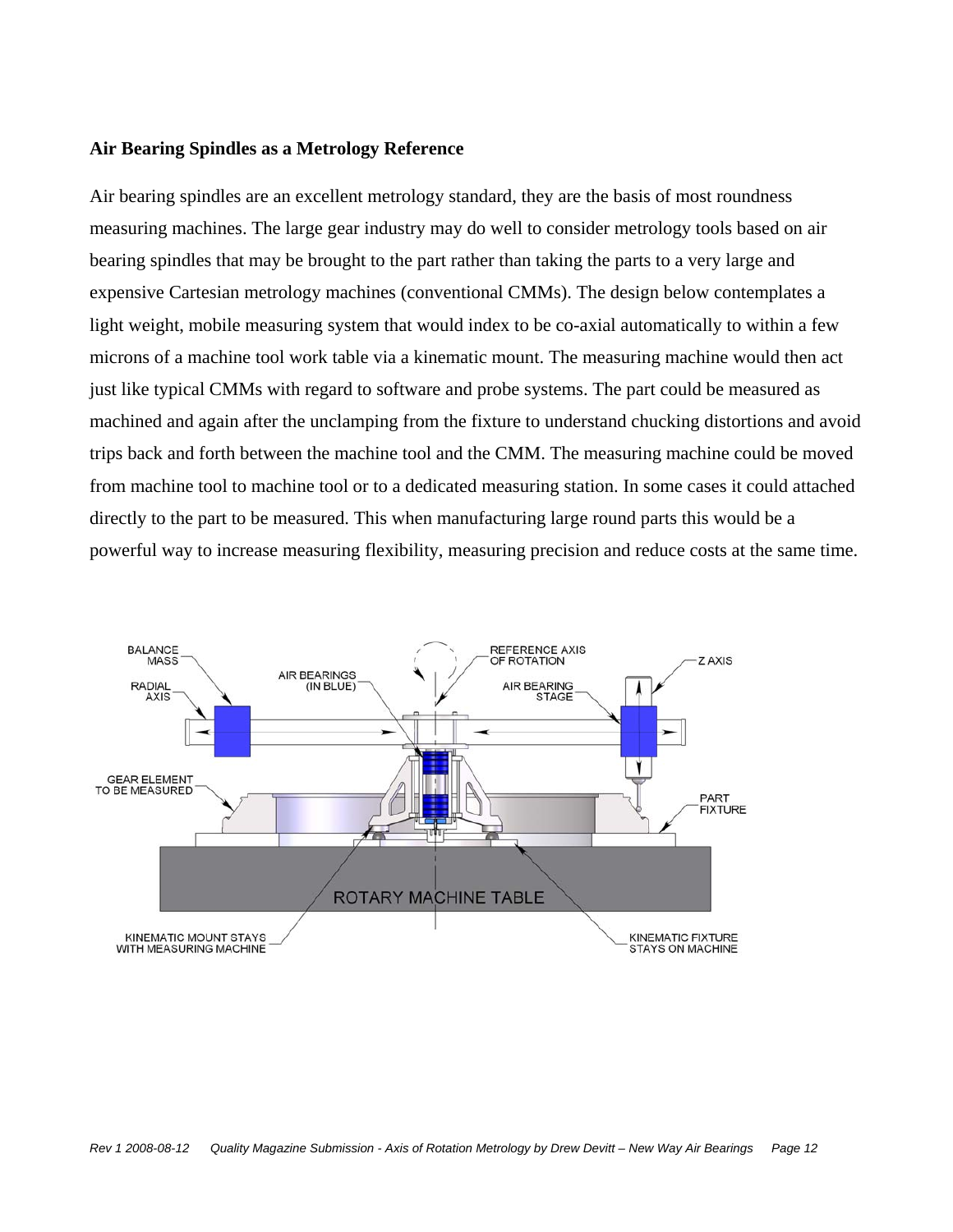**Air Bearing Spindles as a Metrology Reference**

Air bearing spindles are an excellent metrology standard, they are the basis of most roundness measuring machines. The large gear industry may do well to consider metrology tools based on air bearing spindles that may be brought to the part rather than taking the parts to a very large and expensive Cartesian metrology machines (conventional CMMs). The design below contemplates a light weight, mobile measuring system that would index to be co-axial automatically to within a few microns of a machine tool work table via a kinematic mount. The measuring machine would then act just like typical CMMs with regard to software and probe systems. The part could be measured as machined and again after the unclamping from the fixture to understand chucking distortions and avoid trips back and forth between the machine tool and the CMM. The measuring machine could be moved from machine tool to machine tool or to a dedicated measuring station. In some cases it could attached directly to the part to be measured. This when manufacturing large round parts this would be a powerful way to increase measuring flexibility, measuring precision and reduce costs at the same time.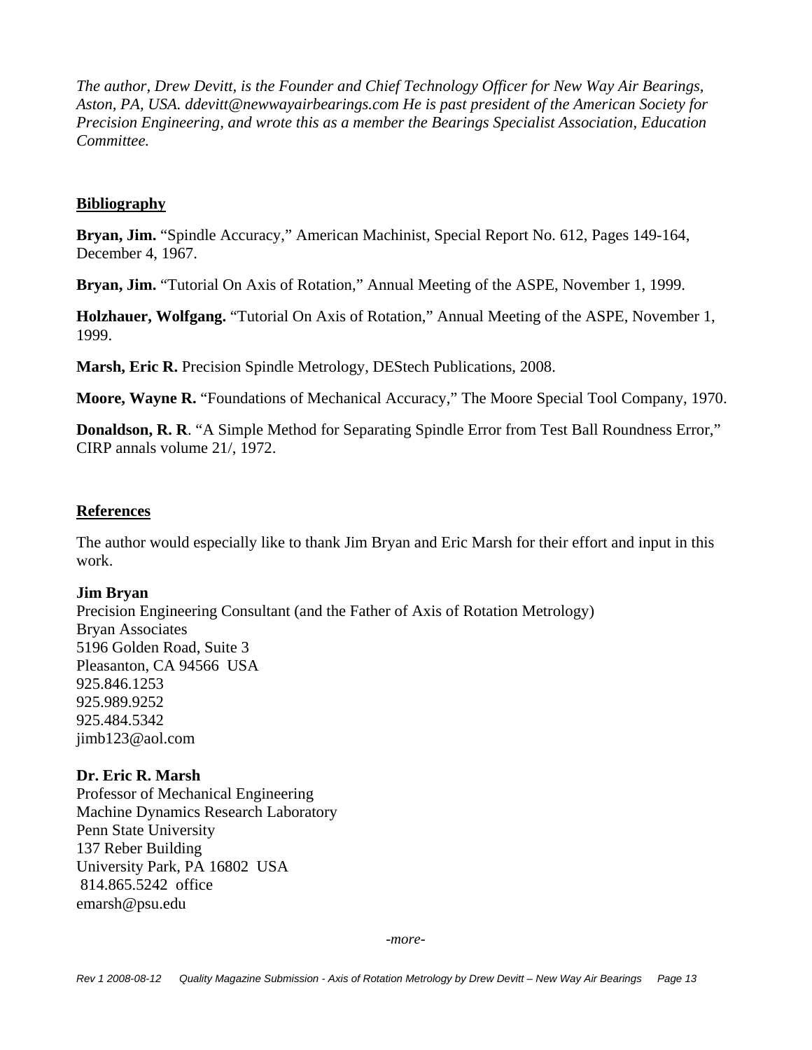*The author, Drew Devitt, is the Founder and Chief Technology Officer for New Way Air Bearings, Aston, PA, USA. ddevitt@newwayairbearings.com He is past president of the American Society for Precision Engineering, and wrote this as a member the Bearings Specialist Association, Education Committee.*

## Bibliography

**Bryan, Jim.** "Spindle Accuracy," American Machinist, Special Report No. 612, Pages 149-164, December 4, 1967.

**Bryan, Jim.** "Tutorial On Axis of Rotation," Annual Meeting of the ASPE, November 1, 1999.

**Holzhauer, Wolfgang.** "Tutorial On Axis of Rotation," Annual Meeting of the ASPE, November 1, 1999.

**Marsh, Eric R.** Precision Spindle Metrology, DEStech Publications, 2008.

**Moore, Wayne R.** "Foundations of Mechanical Accuracy," The Moore Special Tool Company, 1970.

**Donaldson, R. R**. "A Simple Method for Separating Spindle Error from Test Ball Roundness Error," CIRP annals volume 21/, 1972.

## References

The author would especially like to thank Jim Bryan and Eric Marsh for their effort and input in this work.

**Jim Bryan**
Precision Engineering Consultant (and the Father of Axis of Rotation Metrology)
Bryan Associates
5196 Golden Road, Suite 3
Pleasanton, CA 94566 USA
925.846.1253
925.989.9252
925.484.5342
jimb123@aol.com

**Dr. Eric R. Marsh**
Professor of Mechanical Engineering
Machine Dynamics Research Laboratory
Penn State University
137 Reber Building
University Park, PA 16802 USA
814.865.5242 office
emarsh@psu.edu

*-more-*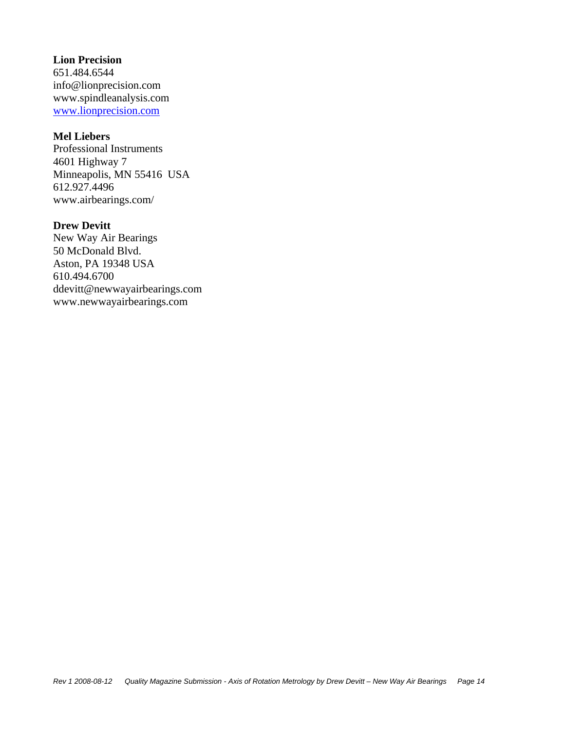**Lion Precision**
651.484.6544
info@lionprecision.com
www.spindleanalysis.com
[www.lionprecision.com](http://www.lionprecision.com)

**Mel Liebers**
Professional Instruments
4601 Highway 7
Minneapolis, MN 55416  USA
612.927.4496
www.airbearings.com/

**Drew Devitt**
New Way Air Bearings
50 McDonald Blvd.
Aston, PA 19348 USA
610.494.6700
ddevitt@newwayairbearings.com
www.newwayairbearings.com